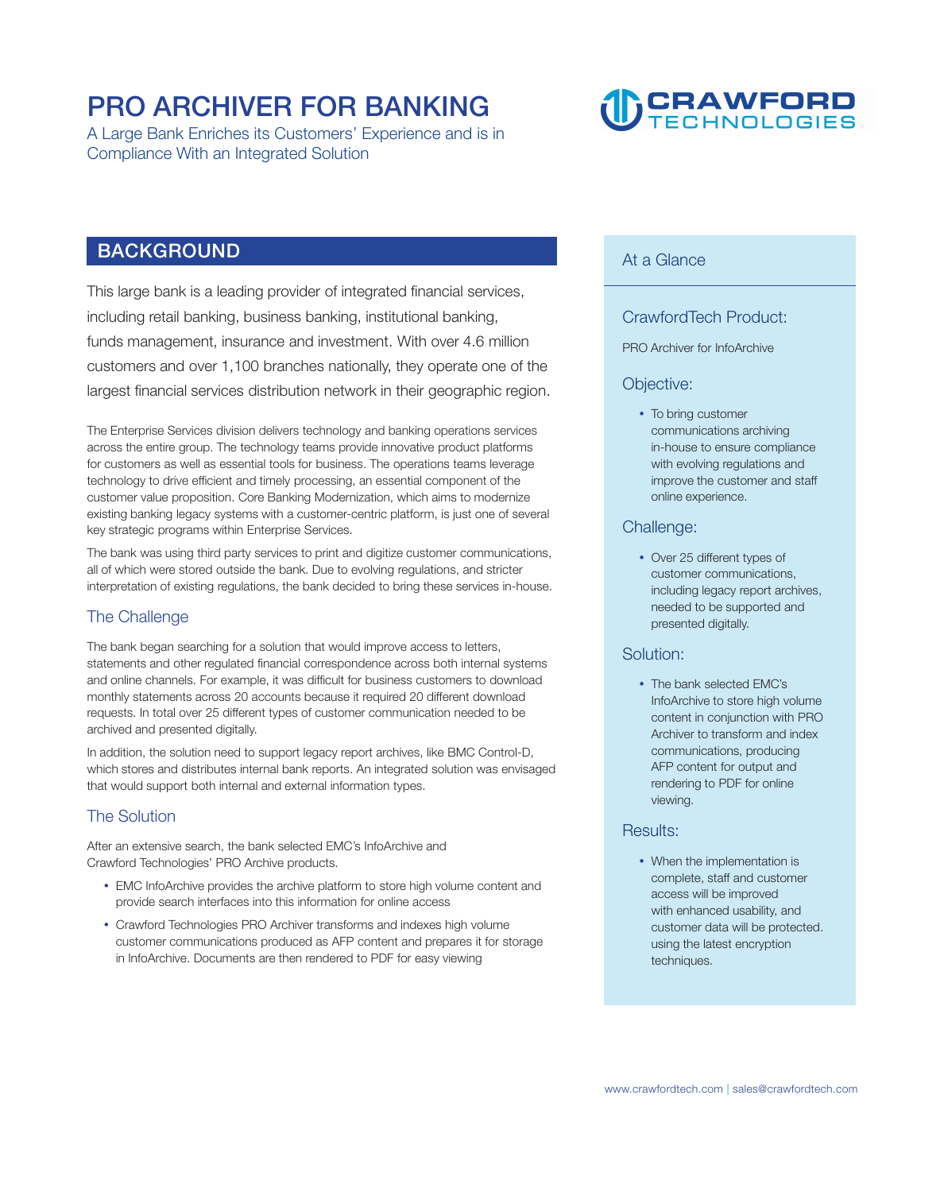# PRO ARCHIVER FOR BANKING

A Large Bank Enriches its Customers' Experience and is in Compliance With an Integrated Solution

CRAWFORD TECHNOLOGIES

## BACKGROUND

This large bank is a leading provider of integrated financial services, including retail banking, business banking, institutional banking, funds management, insurance and investment. With over 4.6 million customers and over 1,100 branches nationally, they operate one of the largest financial services distribution network in their geographic region.

The Enterprise Services division delivers technology and banking operations services across the entire group. The technology teams provide innovative product platforms for customers as well as essential tools for business. The operations teams leverage technology to drive efficient and timely processing, an essential component of the customer value proposition. Core Banking Modernization, which aims to modernize existing banking legacy systems with a customer-centric platform, is just one of several key strategic programs within Enterprise Services.

The bank was using third party services to print and digitize customer communications, all of which were stored outside the bank. Due to evolving regulations, and stricter interpretation of existing regulations, the bank decided to bring these services in-house.

### The Challenge

The bank began searching for a solution that would improve access to letters, statements and other regulated financial correspondence across both internal systems and online channels. For example, it was difficult for business customers to download monthly statements across 20 accounts because it required 20 different download requests. In total over 25 different types of customer communication needed to be archived and presented digitally.

In addition, the solution need to support legacy report archives, like BMC Control-D, which stores and distributes internal bank reports. An integrated solution was envisaged that would support both internal and external information types.

### The Solution

After an extensive search, the bank selected EMC's InfoArchive and Crawford Technologies' PRO Archive products.

- EMC InfoArchive provides the archive platform to store high volume content and provide search interfaces into this information for online access
- Crawford Technologies PRO Archiver transforms and indexes high volume customer communications produced as AFP content and prepares it for storage in InfoArchive. Documents are then rendered to PDF for easy viewing

## At a Glance

### CrawfordTech Product:

PRO Archiver for InfoArchive

### Objective:

- To bring customer communications archiving in-house to ensure compliance with evolving regulations and improve the customer and staff online experience.

### Challenge:

- Over 25 different types of customer communications, including legacy report archives, needed to be supported and presented digitally.

### Solution:

- The bank selected EMC's InfoArchive to store high volume content in conjunction with PRO Archiver to transform and index communications, producing AFP content for output and rendering to PDF for online viewing.

### Results:

- When the implementation is complete, staff and customer access will be improved with enhanced usability, and customer data will be protected. using the latest encryption techniques.

www.crawfordtech.com | sales@crawfordtech.com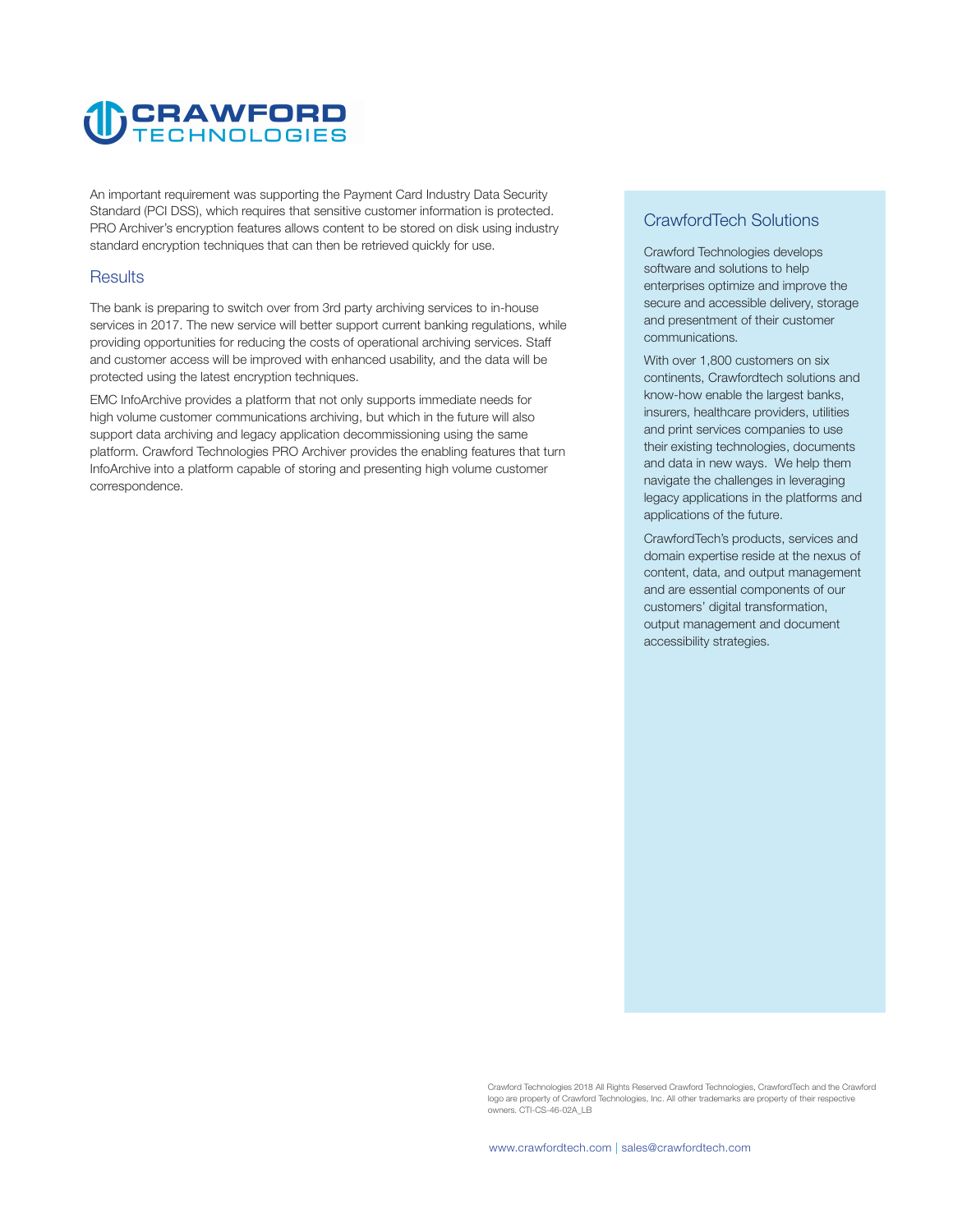An important requirement was supporting the Payment Card Industry Data Security Standard (PCI DSS), which requires that sensitive customer information is protected. PRO Archiver's encryption features allows content to be stored on disk using industry standard encryption techniques that can then be retrieved quickly for use.

## Results

The bank is preparing to switch over from 3rd party archiving services to in-house services in 2017. The new service will better support current banking regulations, while providing opportunities for reducing the costs of operational archiving services. Staff and customer access will be improved with enhanced usability, and the data will be protected using the latest encryption techniques.

EMC InfoArchive provides a platform that not only supports immediate needs for high volume customer communications archiving, but which in the future will also support data archiving and legacy application decommissioning using the same platform. Crawford Technologies PRO Archiver provides the enabling features that turn InfoArchive into a platform capable of storing and presenting high volume customer correspondence.

## CrawfordTech Solutions

Crawford Technologies develops software and solutions to help enterprises optimize and improve the secure and accessible delivery, storage and presentment of their customer communications.

With over 1,800 customers on six continents, Crawfordtech solutions and know-how enable the largest banks, insurers, healthcare providers, utilities and print services companies to use their existing technologies, documents and data in new ways. We help them navigate the challenges in leveraging legacy applications in the platforms and applications of the future.

CrawfordTech's products, services and domain expertise reside at the nexus of content, data, and output management and are essential components of our customers' digital transformation, output management and document accessibility strategies.

Crawford Technologies 2018 All Rights Reserved Crawford Technologies, CrawfordTech and the Crawford logo are property of Crawford Technologies, Inc. All other trademarks are property of their respective owners. CTI-CS-46-02A_LB

www.crawfordtech.com | sales@crawfordtech.com